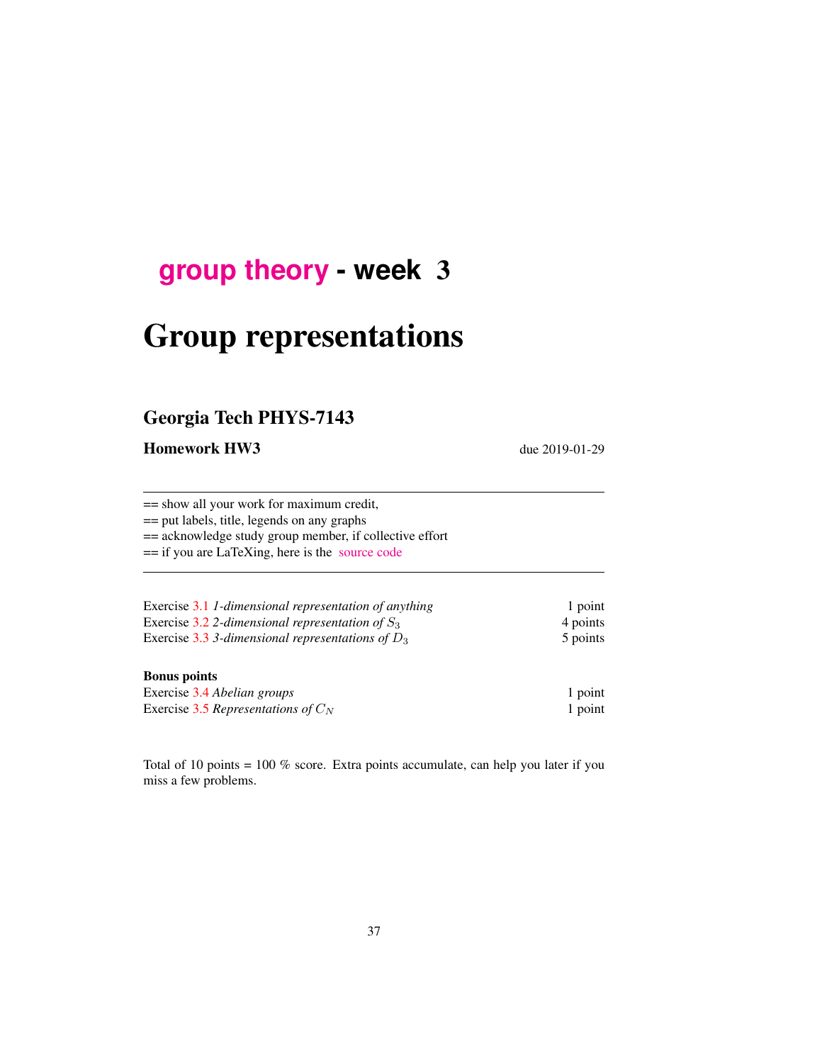# group theory - week 3

# Group representations

## Georgia Tech PHYS-7143

**Homework HW3** due 2019-01-29

---

== show all your work for maximum credit,
== put labels, title, legends on any graphs
== acknowledge study group member, if collective effort
== if you are LaTeXing, here is the source code

---

| | |
|---|---|
| Exercise 3.1 *1-dimensional representation of anything* | 1 point |
| Exercise 3.2 *2-dimensional representation of $S_3$* | 4 points |
| Exercise 3.3 *3-dimensional representations of $D_3$* | 5 points |

**Bonus points**

| | |
|---|---|
| Exercise 3.4 *Abelian groups* | 1 point |
| Exercise 3.5 *Representations of $C_N$* | 1 point |

Total of 10 points = 100 % score. Extra points accumulate, can help you later if you miss a few problems.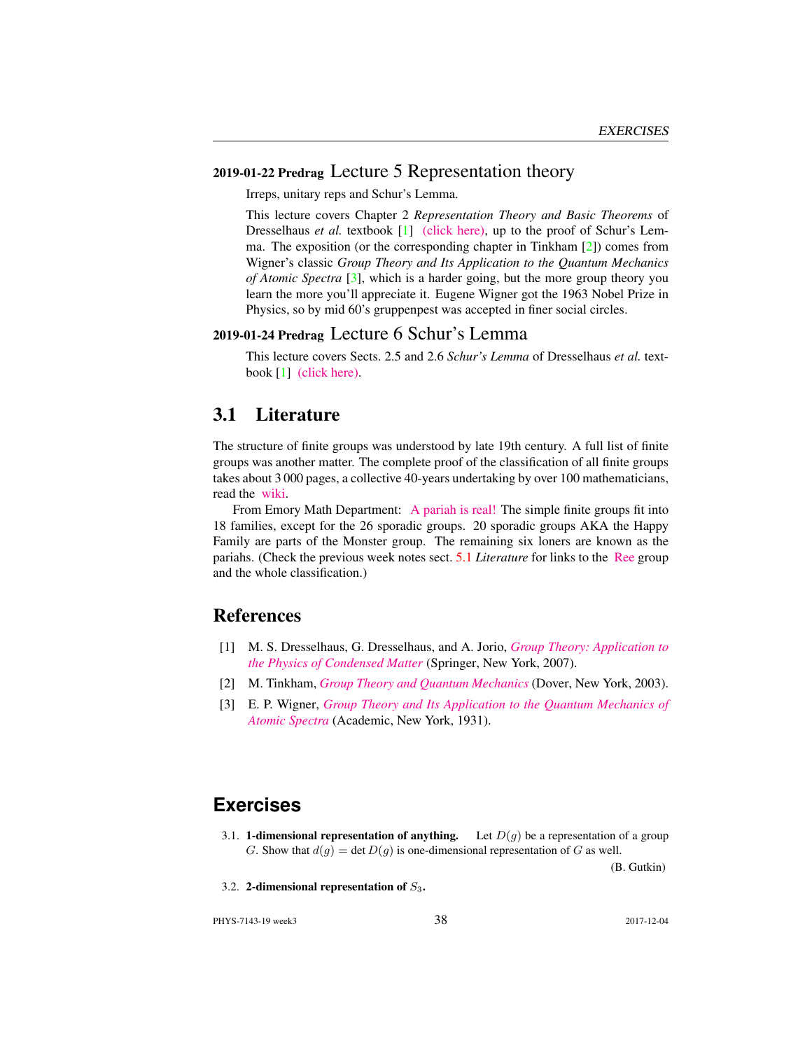## 2019-01-22 Predrag Lecture 5 Representation theory

Irreps, unitary reps and Schur's Lemma.

This lecture covers Chapter 2 *Representation Theory and Basic Theorems* of Dresselhaus *et al.* textbook [1] (click here), up to the proof of Schur's Lemma. The exposition (or the corresponding chapter in Tinkham [2]) comes from Wigner's classic *Group Theory and Its Application to the Quantum Mechanics of Atomic Spectra* [3], which is a harder going, but the more group theory you learn the more you'll appreciate it. Eugene Wigner got the 1963 Nobel Prize in Physics, so by mid 60's gruppenpest was accepted in finer social circles.

## 2019-01-24 Predrag Lecture 6 Schur's Lemma

This lecture covers Sects. 2.5 and 2.6 *Schur's Lemma* of Dresselhaus *et al.* textbook [1] (click here).

## 3.1 Literature

The structure of finite groups was understood by late 19th century. A full list of finite groups was another matter. The complete proof of the classification of all finite groups takes about 3 000 pages, a collective 40-years undertaking by over 100 mathematicians, read the wiki.

From Emory Math Department: A pariah is real! The simple finite groups fit into 18 families, except for the 26 sporadic groups. 20 sporadic groups AKA the Happy Family are parts of the Monster group. The remaining six loners are known as the pariahs. (Check the previous week notes sect. 5.1 *Literature* for links to the Ree group and the whole classification.)

## References

[1] M. S. Dresselhaus, G. Dresselhaus, and A. Jorio, *Group Theory: Application to the Physics of Condensed Matter* (Springer, New York, 2007).

[2] M. Tinkham, *Group Theory and Quantum Mechanics* (Dover, New York, 2003).

[3] E. P. Wigner, *Group Theory and Its Application to the Quantum Mechanics of Atomic Spectra* (Academic, New York, 1931).

## Exercises

3.1. **1-dimensional representation of anything.** Let $D(g)$ be a representation of a group $G$. Show that $d(g) = \det D(g)$ is one-dimensional representation of $G$ as well.

(B. Gutkin)

3.2. **2-dimensional representation of $S_3$.**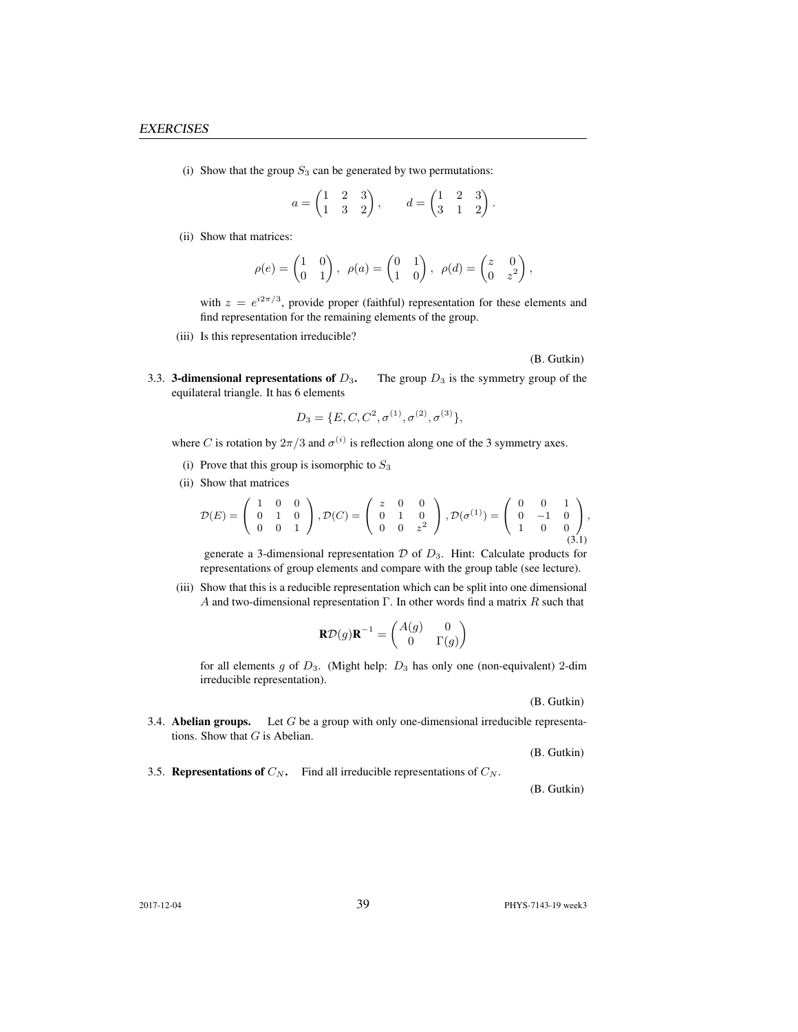(i) Show that the group $S_3$ can be generated by two permutations:

$$a = \begin{pmatrix} 1 & 2 & 3 \\ 1 & 3 & 2 \end{pmatrix}, \qquad d = \begin{pmatrix} 1 & 2 & 3 \\ 3 & 1 & 2 \end{pmatrix}.$$

(ii) Show that matrices:

$$\rho(e) = \begin{pmatrix} 1 & 0 \\ 0 & 1 \end{pmatrix}, \;\; \rho(a) = \begin{pmatrix} 0 & 1 \\ 1 & 0 \end{pmatrix}, \;\; \rho(d) = \begin{pmatrix} z & 0 \\ 0 & z^2 \end{pmatrix},$$

with $z = e^{i2\pi/3}$, provide proper (faithful) representation for these elements and find representation for the remaining elements of the group.

(iii) Is this representation irreducible?

(B. Gutkin)

3.3. **3-dimensional representations of $D_3$.** The group $D_3$ is the symmetry group of the equilateral triangle. It has 6 elements

$$D_3 = \{E, C, C^2, \sigma^{(1)}, \sigma^{(2)}, \sigma^{(3)}\},$$

where $C$ is rotation by $2\pi/3$ and $\sigma^{(i)}$ is reflection along one of the 3 symmetry axes.

(i) Prove that this group is isomorphic to $S_3$

(ii) Show that matrices

$$\mathcal{D}(E) = \begin{pmatrix} 1 & 0 & 0 \\ 0 & 1 & 0 \\ 0 & 0 & 1 \end{pmatrix}, \mathcal{D}(C) = \begin{pmatrix} z & 0 & 0 \\ 0 & 1 & 0 \\ 0 & 0 & z^2 \end{pmatrix}, \mathcal{D}(\sigma^{(1)}) = \begin{pmatrix} 0 & 0 & 1 \\ 0 & -1 & 0 \\ 1 & 0 & 0 \end{pmatrix}, \tag{3.1}$$

generate a 3-dimensional representation $\mathcal{D}$ of $D_3$. Hint: Calculate products for representations of group elements and compare with the group table (see lecture).

(iii) Show that this is a reducible representation which can be split into one dimensional $A$ and two-dimensional representation $\Gamma$. In other words find a matrix $R$ such that

$$\mathbf{R}\mathcal{D}(g)\mathbf{R}^{-1} = \begin{pmatrix} A(g) & 0 \\ 0 & \Gamma(g) \end{pmatrix}$$

for all elements $g$ of $D_3$. (Might help: $D_3$ has only one (non-equivalent) 2-dim irreducible representation).

(B. Gutkin)

3.4. **Abelian groups.** Let $G$ be a group with only one-dimensional irreducible representations. Show that $G$ is Abelian.

(B. Gutkin)

3.5. **Representations of $C_N$.** Find all irreducible representations of $C_N$.

(B. Gutkin)